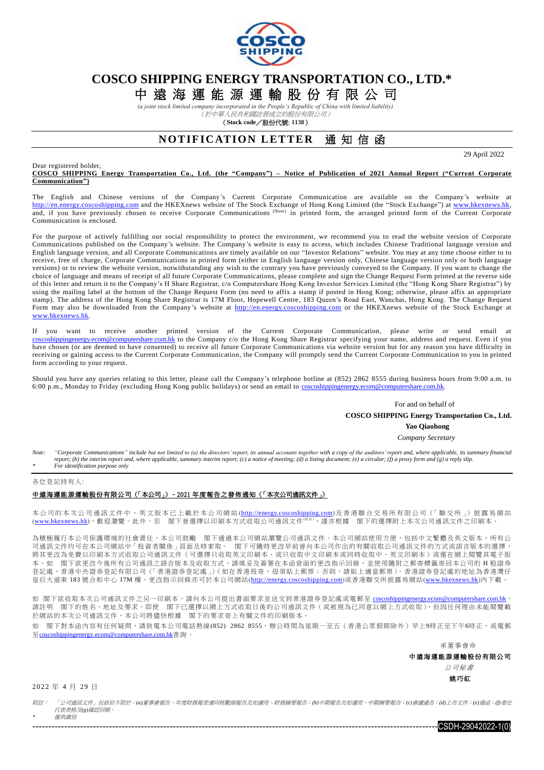# COSCO SHIPPING ENERGY TRANSPORTATION CO., LTD.*

# 中遠海運能源運輸股份有限公司

*(a joint stock limited company incorporated in the People's Republic of China with limited liability)*

*（於中華人民共和國註冊成立的股份有限公司）*

**（Stock code／股份代號: 1138）**

## NOTIFICATION LETTER 通知信函

29 April 2022

Dear registered holder,

**COSCO SHIPPING Energy Transportation Co., Ltd. (the "Company") – Notice of Publication of 2021 Annual Report ("Current Corporate Communication")**

The English and Chinese versions of the Company's Current Corporate Communication are available on the Company's website at http://en.energy.coscoshipping.com and the HKEXnews website of The Stock Exchange of Hong Kong Limited (the "Stock Exchange") at www.hkexnews.hk, and, if you have previously chosen to receive Corporate Communications (Note) in printed form, the arranged printed form of the Current Corporate Communication is enclosed.

For the purpose of actively fulfilling our social responsibility to protect the environment, we recommend you to read the website version of Corporate Communications published on the Company's website. The Company's website is easy to access, which includes Chinese Traditional language version and English language version, and all Corporate Communications are timely available on our "Investor Relations" website. You may at any time choose either to to receive, free of charge, Corporate Communications in printed form (either in English language version only, Chinese language version only or both language versions) or to review the website version, notwithstanding any wish to the contrary you have previously conveyed to the Company. If you want to change the choice of language and means of receipt of all future Corporate Communications, please complete and sign the Change Request Form printed at the reverse side of this letter and return it to the Company's H Share Registrar, c/o Computershare Hong Kong Investor Services Limited (the "Hong Kong Share Registrar") by using the mailing label at the bottom of the Change Request Form (no need to affix a stamp if posted in Hong Kong; otherwise, please affix an appropriate stamp). The address of the Hong Kong Share Registrar is 17M Floor, Hopewell Centre, 183 Queen's Road East, Wanchai, Hong Kong. The Change Request Form may also be downloaded from the Company's website at http://en.energy.coscoshipping.com or the HKEXnews website of the Stock Exchange at www.hkexnews.hk.

If you want to receive another printed version of the Current Corporate Communication, please write or send email at coscoshippingenergy.ecom@computershare.com.hk to the Company c/o the Hong Kong Share Registrar specifying your name, address and request. Even if you have chosen (or are deemed to have consented) to receive all future Corporate Communications via website version but for any reason you have difficulty in receiving or gaining access to the Current Corporate Communication, the Company will promptly send the Current Corporate Communication to you in printed form according to your request.

Should you have any queries relating to this letter, please call the Company's telephone hotline at (852) 2862 8555 during business hours from 9:00 a.m. to 6:00 p.m., Monday to Friday (excluding Hong Kong public holidays) or send an email to coscoshippingenergy.ecom@computershare.com.hk.

For and on behalf of

**COSCO SHIPPING Energy Transportation Co., Ltd.**

**Yao Qiaohong**

*Company Secretary*

*Note: "Corporate Communications" include but not limited to (a) the directors' report, its annual accounts together with a copy of the auditors' report and, where applicable, its summary financial report; (b) the interim report and, where applicable, summary interim report; (c) a notice of meeting; (d) a listing document; (e) a circular; (f) a proxy form and (g) a reply slip.*

*\* For identification purpose only*

各位登記持有人:

**中遠海運能源運輸股份有限公司（「本公司」）－2021 年度報告之發佈通知（「本次公司通訊文件」）**

本公司的本次公司通訊文件中、英文版本已上載於本公司網站(http://energy.coscoshipping.com)及香港聯合交易所有限公司（「聯交所」）披露易網站(www.hkexnews.hk)，歡迎瀏覽。此外，若 閣下曾選擇以印刷本方式收取公司通訊文件(附註)，謹亦根據 閣下的選擇附上本次公司通訊文件之印刷本。

為積極履行本公司保護環境的社會責任，本公司鼓勵 閣下通過本公司網站瀏覽公司通訊文件。本公司網站使用方便，包括中文繁體及英文版本，所有公司通訊文件均可在本公司網站中「投資者關係」頁面及時索取。 閣下可隨時更改早前曾向本公司作出的有關收取公司通訊文件的方式或語言版本的選擇，將其更改為免費以印刷本方式收取公司通訊文件（可選擇只收取英文印刷本、或只收取中文印刷本或同時收取中、英文印刷本）或僅在網上閱覽其電子版本。如 閣下欲更改今後所有公司通訊之語言版本及收取方式，請填妥及簽署在本函背面的更改指示回條，並使用隨附之郵寄標籤寄回本公司的 H 股證券登記處，香港中央證券登記有限公司（「香港證券登記處」）(如在香港投寄，毋須貼上郵票；否則，請貼上適當郵票)。香港證券登記處的地址為香港灣仔皇后大道東 183 號合和中心 17M 樓。更改指示回條亦可於本公司網站(http://energy.coscoshipping.com)或香港聯交所披露易網站(www.hkexnews.hk)內下載。

如 閣下欲收取本次公司通訊文件之另一印刷本，請向本公司提出書面要求並送交到香港證券登記處或電郵至 coscoshippingenergy.ecom@computershare.com.hk，請註明 閣下的姓名、地址及要求。即使 閣下已選擇以網上方式收取日後的公司通訊文件（或被視為已同意以網上方式收取），但因任何理由未能閱覽載於網站的本次公司通訊文件，本公司將儘快根據 閣下的要求寄上有關文件的印刷版本。

如 閣下對本函內容有任何疑問，請致電本公司電話熱線(852) 2862 8555，辦公時間為星期一至五（香港公眾假期除外）早上9時正至下午6時正，或電郵至coscoshippingenergy.ecom@computershare.com.hk查詢。

承董事會命

**中遠海運能源運輸股份有限公司**

*公司秘書*

**姚巧紅**

2022 年 4 月 29 日

*附註：「公司通訊文件」包括但不限於：(a)董事會報告、年度財務報表連同核數師報告及如適用，財務摘要報告；(b)中期報告及如適用，中期摘要報告；(c)會議通告；(d)上市文件；(e)通函；(f)委任代表表格及(g)確認回條。*

*\* 僅供識別*

CSDH-29042022-1(0)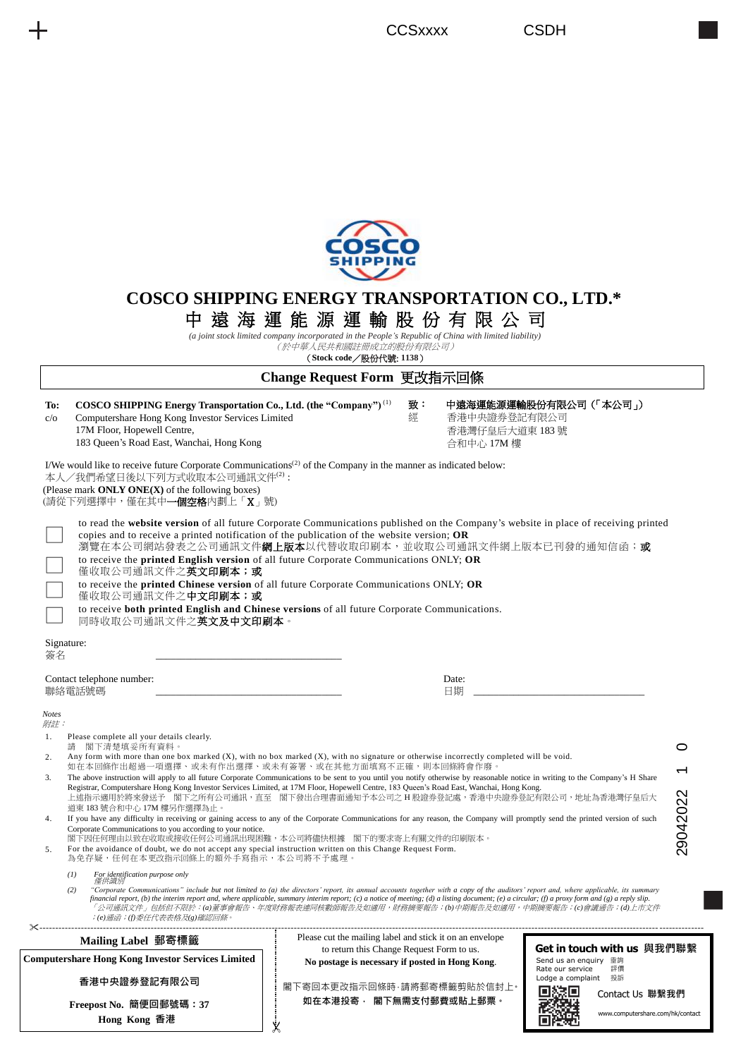CCSxxxx CSDH

# COSCO SHIPPING ENERGY TRANSPORTATION CO., LTD.*

# 中遠海運能源運輸股份有限公司

*(a joint stock limited company incorporated in the People's Republic of China with limited liability)*

*（於中華人民共和國註冊成立的股份有限公司）*

**（Stock code／股份代號: 1138）**

## Change Request Form 更改指示回條

**To:** **COSCO SHIPPING Energy Transportation Co., Ltd. (the "Company")** [1]
c/o Computershare Hong Kong Investor Services Limited
17M Floor, Hopewell Centre,
183 Queen's Road East, Wanchai, Hong Kong

**致：** **中遠海運能源運輸股份有限公司（「本公司」）**
經 香港中央證券登記有限公司
香港灣仔皇后大道東 183 號
合和中心 17M 樓

I/We would like to receive future Corporate Communications[2] of the Company in the manner as indicated below:
本人／我們希望日後以下列方式收取本公司通訊文件[2]：
(Please mark **ONLY ONE(X)** of the following boxes)
(請從下列選擇中，僅在其中**一個空格**內劃上「**X**」號)

☐ to read the **website version** of all future Corporate Communications published on the Company's website in place of receiving printed copies and to receive a printed notification of the publication of the website version; **OR**
瀏覽在本公司網站發表之公司通訊文件**網上版本**以代替收取印刷本，並收取公司通訊文件網上版本已刊發的通知信函；**或**

☐ to receive the **printed English version** of all future Corporate Communications ONLY; **OR**
僅收取公司通訊文件之**英文印刷本；或**

☐ to receive the **printed Chinese version** of all future Corporate Communications ONLY; **OR**
僅收取公司通訊文件之**中文印刷本；或**

☐ to receive **both printed English and Chinese versions** of all future Corporate Communications.
同時收取公司通訊文件之**英文及中文印刷本**。

Signature:
簽名 ______________________

Contact telephone number:
聯絡電話號碼 ______________________

Date:
日期 ______________________

*Notes*
*附註：*

1. Please complete all your details clearly.
請 閣下清楚填妥所有資料。
2. Any form with more than one box marked (X), with no box marked (X), with no signature or otherwise incorrectly completed will be void.
如在本回條作出超過一項選擇、或未有作出選擇、或未有簽署、或在其他方面填寫不正確，則本回條將會作廢。
3. The above instruction will apply to all future Corporate Communications to be sent to you until you notify otherwise by reasonable notice in writing to the Company's H Share Registrar, Computershare Hong Kong Investor Services Limited, at 17M Floor, Hopewell Centre, 183 Queen's Road East, Wanchai, Hong Kong.
上述指示適用於將來發送予 閣下之所有公司通訊，直至 閣下發出合理書面通知予本公司之 H 股證券登記處，香港中央證券登記有限公司，地址為香港灣仔皇后大道東 183 號合和中心 17M 樓另作選擇為止。
4. If you have any difficulty in receiving or gaining access to any of the Corporate Communications for any reason, the Company will promptly send the printed version of such Corporate Communications to you according to your notice.
閣下因任何理由以致在收取或接收任何公司通訊出現困難，本公司將儘快根據 閣下的要求寄上有關文件的印刷版本。
5. For the avoidance of doubt, we do not accept any special instruction written on this Change Request Form.
為免存疑，任何在本更改指示回條上的額外手寫指示，本公司將不予處理。

(1) *For identification purpose only*
*僅供識別*

(2) *"Corporate Communications" include but not limited to (a) the directors' report, its annual accounts together with a copy of the auditors' report and, where applicable, its summary financial report, (b) the interim report and, where applicable, summary interim report; (c) a notice of meeting; (d) a listing document; (e) a circular; (f) a proxy form and (g) a reply slip.*
*「公司通訊文件」包括但不限於：(a)董事會報告、年度財務報表連同核數師報告及如適用，財務摘要報告；(b)中期報告及如適用，中期摘要報告；(c)會議通告；(d)上市文件；(e)通函；(f)委任代表表格及(g)確認回條。*

29042022 1 0

---

**Mailing Label 郵寄標籤**

**Computershare Hong Kong Investor Services Limited**

**香港中央證券登記有限公司**

**Freepost No. 簡便回郵號碼：37**

**Hong Kong 香港**

Please cut the mailing label and stick it on an envelope to return this Change Request Form to us.
**No postage is necessary if posted in Hong Kong.**

閣下寄回本更改指示回條時，請將郵寄標籤剪貼於信封上。
**如在本港投寄， 閣下無需支付郵費或貼上郵票。**

**Get in touch with us 與我們聯繫**
Send us an enquiry 垂詢
Rate our service 評價
Lodge a complaint 投訴
Contact Us 聯繫我們
www.computershare.com/hk/contact